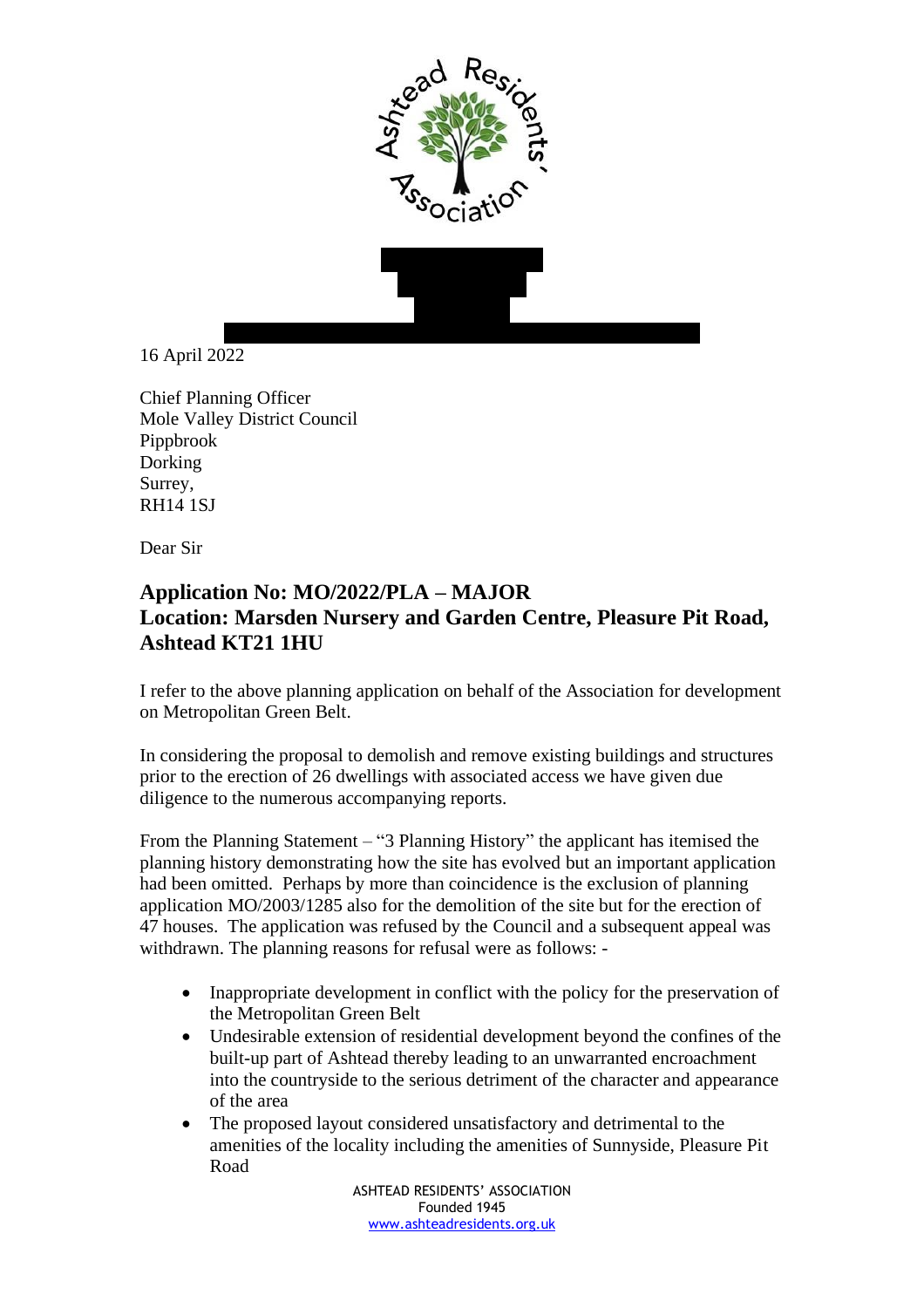16 April 2022

Chief Planning Officer
Mole Valley District Council
Pippbrook
Dorking
Surrey,
RH14 1SJ

Dear Sir

## Application No: MO/2022/PLA – MAJOR
## Location: Marsden Nursery and Garden Centre, Pleasure Pit Road, Ashtead KT21 1HU

I refer to the above planning application on behalf of the Association for development on Metropolitan Green Belt.

In considering the proposal to demolish and remove existing buildings and structures prior to the erection of 26 dwellings with associated access we have given due diligence to the numerous accompanying reports.

From the Planning Statement – "3 Planning History" the applicant has itemised the planning history demonstrating how the site has evolved but an important application had been omitted. Perhaps by more than coincidence is the exclusion of planning application MO/2003/1285 also for the demolition of the site but for the erection of 47 houses. The application was refused by the Council and a subsequent appeal was withdrawn. The planning reasons for refusal were as follows: -

- Inappropriate development in conflict with the policy for the preservation of the Metropolitan Green Belt
- Undesirable extension of residential development beyond the confines of the built-up part of Ashtead thereby leading to an unwarranted encroachment into the countryside to the serious detriment of the character and appearance of the area
- The proposed layout considered unsatisfactory and detrimental to the amenities of the locality including the amenities of Sunnyside, Pleasure Pit Road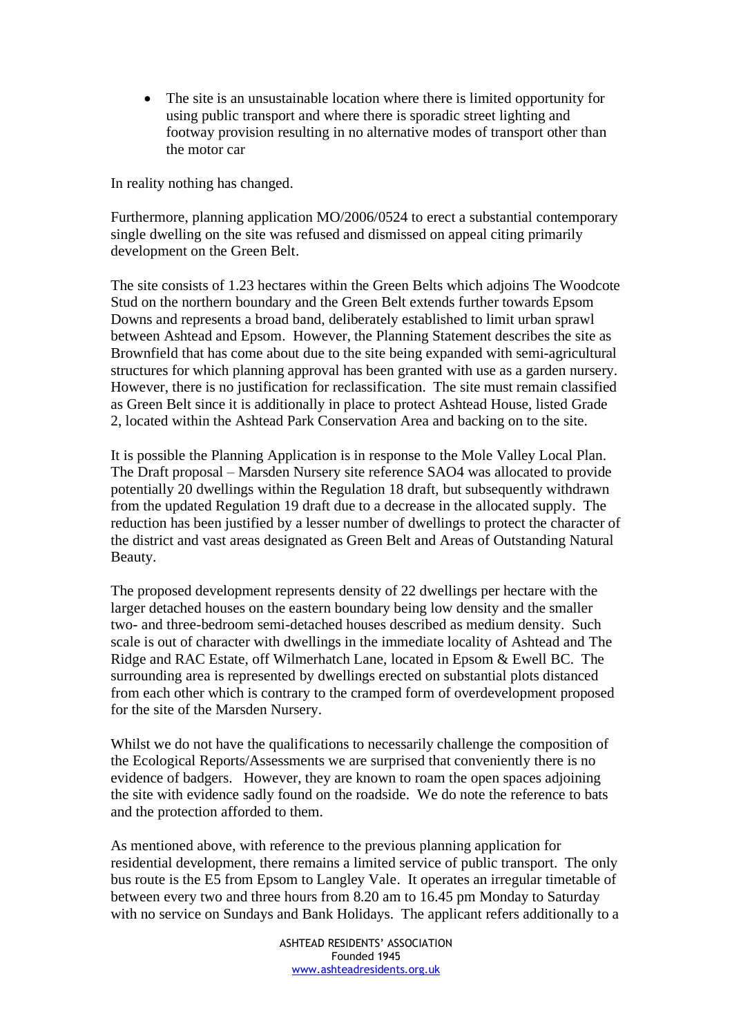- The site is an unsustainable location where there is limited opportunity for using public transport and where there is sporadic street lighting and footway provision resulting in no alternative modes of transport other than the motor car

In reality nothing has changed.

Furthermore, planning application MO/2006/0524 to erect a substantial contemporary single dwelling on the site was refused and dismissed on appeal citing primarily development on the Green Belt.

The site consists of 1.23 hectares within the Green Belts which adjoins The Woodcote Stud on the northern boundary and the Green Belt extends further towards Epsom Downs and represents a broad band, deliberately established to limit urban sprawl between Ashtead and Epsom. However, the Planning Statement describes the site as Brownfield that has come about due to the site being expanded with semi-agricultural structures for which planning approval has been granted with use as a garden nursery. However, there is no justification for reclassification. The site must remain classified as Green Belt since it is additionally in place to protect Ashtead House, listed Grade 2, located within the Ashtead Park Conservation Area and backing on to the site.

It is possible the Planning Application is in response to the Mole Valley Local Plan. The Draft proposal – Marsden Nursery site reference SAO4 was allocated to provide potentially 20 dwellings within the Regulation 18 draft, but subsequently withdrawn from the updated Regulation 19 draft due to a decrease in the allocated supply. The reduction has been justified by a lesser number of dwellings to protect the character of the district and vast areas designated as Green Belt and Areas of Outstanding Natural Beauty.

The proposed development represents density of 22 dwellings per hectare with the larger detached houses on the eastern boundary being low density and the smaller two- and three-bedroom semi-detached houses described as medium density. Such scale is out of character with dwellings in the immediate locality of Ashtead and The Ridge and RAC Estate, off Wilmerhatch Lane, located in Epsom & Ewell BC. The surrounding area is represented by dwellings erected on substantial plots distanced from each other which is contrary to the cramped form of overdevelopment proposed for the site of the Marsden Nursery.

Whilst we do not have the qualifications to necessarily challenge the composition of the Ecological Reports/Assessments we are surprised that conveniently there is no evidence of badgers. However, they are known to roam the open spaces adjoining the site with evidence sadly found on the roadside. We do note the reference to bats and the protection afforded to them.

As mentioned above, with reference to the previous planning application for residential development, there remains a limited service of public transport. The only bus route is the E5 from Epsom to Langley Vale. It operates an irregular timetable of between every two and three hours from 8.20 am to 16.45 pm Monday to Saturday with no service on Sundays and Bank Holidays. The applicant refers additionally to a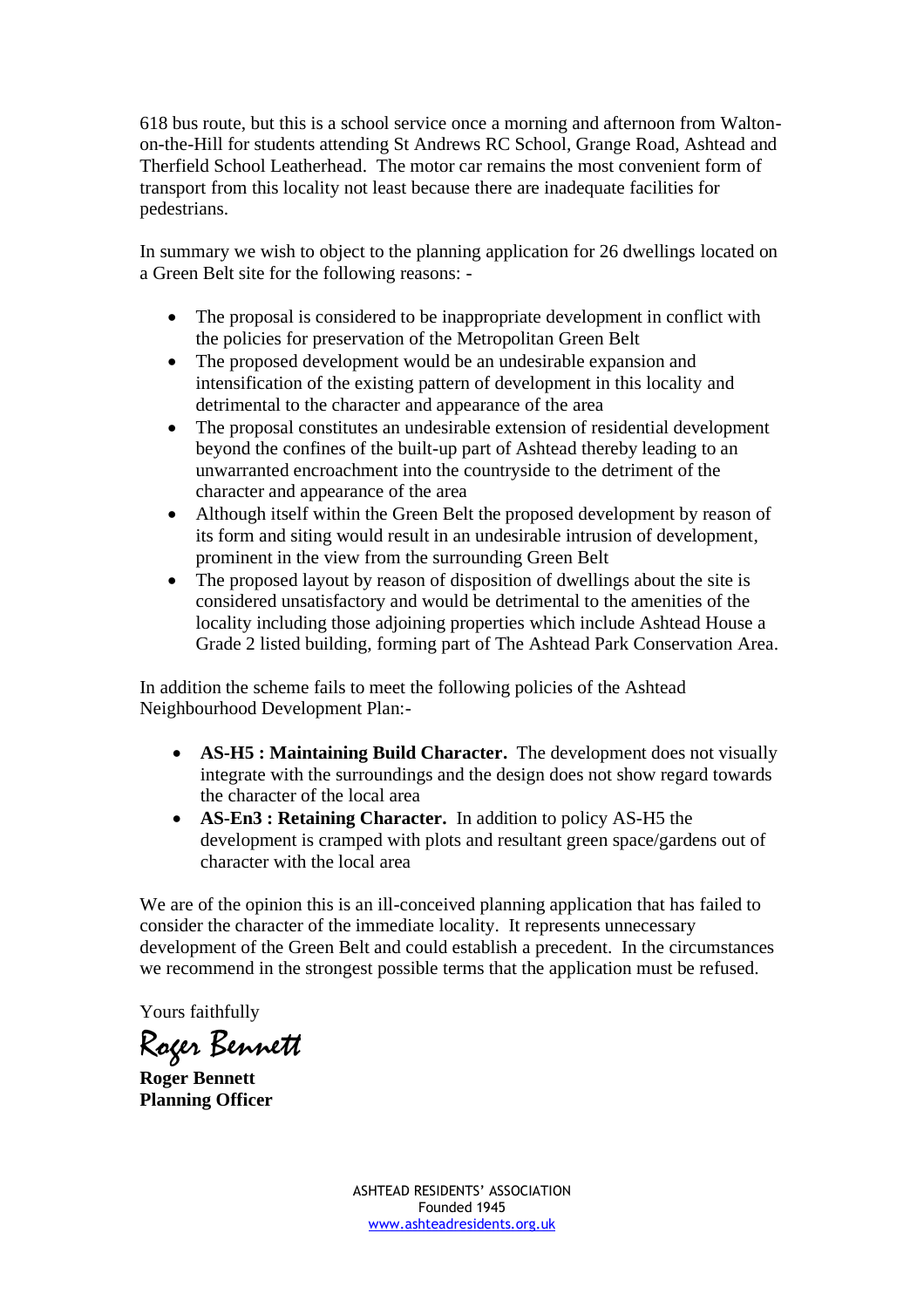618 bus route, but this is a school service once a morning and afternoon from Walton-on-the-Hill for students attending St Andrews RC School, Grange Road, Ashtead and Therfield School Leatherhead. The motor car remains the most convenient form of transport from this locality not least because there are inadequate facilities for pedestrians.

In summary we wish to object to the planning application for 26 dwellings located on a Green Belt site for the following reasons: -

- The proposal is considered to be inappropriate development in conflict with the policies for preservation of the Metropolitan Green Belt
- The proposed development would be an undesirable expansion and intensification of the existing pattern of development in this locality and detrimental to the character and appearance of the area
- The proposal constitutes an undesirable extension of residential development beyond the confines of the built-up part of Ashtead thereby leading to an unwarranted encroachment into the countryside to the detriment of the character and appearance of the area
- Although itself within the Green Belt the proposed development by reason of its form and siting would result in an undesirable intrusion of development, prominent in the view from the surrounding Green Belt
- The proposed layout by reason of disposition of dwellings about the site is considered unsatisfactory and would be detrimental to the amenities of the locality including those adjoining properties which include Ashtead House a Grade 2 listed building, forming part of The Ashtead Park Conservation Area.

In addition the scheme fails to meet the following policies of the Ashtead Neighbourhood Development Plan:-

- **AS-H5 : Maintaining Build Character.** The development does not visually integrate with the surroundings and the design does not show regard towards the character of the local area
- **AS-En3 : Retaining Character.** In addition to policy AS-H5 the development is cramped with plots and resultant green space/gardens out of character with the local area

We are of the opinion this is an ill-conceived planning application that has failed to consider the character of the immediate locality. It represents unnecessary development of the Green Belt and could establish a precedent. In the circumstances we recommend in the strongest possible terms that the application must be refused.

Yours faithfully

*Roger Bennett*

**Roger Bennett**
**Planning Officer**

ASHTEAD RESIDENTS' ASSOCIATION
Founded 1945
www.ashteadresidents.org.uk